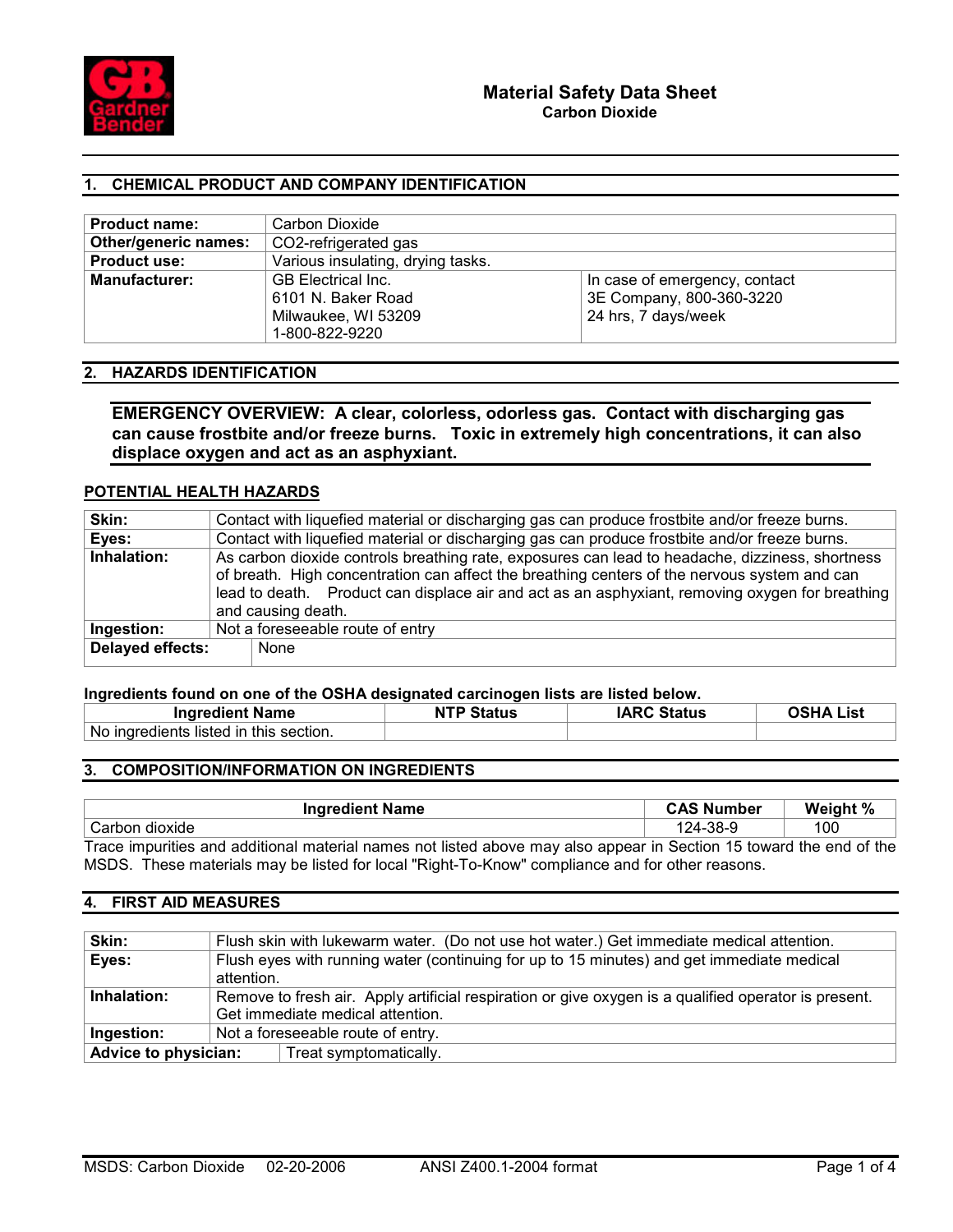# Material Safety Data Sheet
**Carbon Dioxide**

## 1. CHEMICAL PRODUCT AND COMPANY IDENTIFICATION

| | | |
|---|---|---|
| **Product name:** | Carbon Dioxide | |
| **Other/generic names:** | CO2-refrigerated gas | |
| **Product use:** | Various insulating, drying tasks. | |
| **Manufacturer:** | GB Electrical Inc.<br>6101 N. Baker Road<br>Milwaukee, WI 53209<br>1-800-822-9220 | In case of emergency, contact<br>3E Company, 800-360-3220<br>24 hrs, 7 days/week |

## 2. HAZARDS IDENTIFICATION

**EMERGENCY OVERVIEW: A clear, colorless, odorless gas. Contact with discharging gas can cause frostbite and/or freeze burns. Toxic in extremely high concentrations, it can also displace oxygen and act as an asphyxiant.**

### POTENTIAL HEALTH HAZARDS

| | |
|---|---|
| **Skin:** | Contact with liquefied material or discharging gas can produce frostbite and/or freeze burns. |
| **Eyes:** | Contact with liquefied material or discharging gas can produce frostbite and/or freeze burns. |
| **Inhalation:** | As carbon dioxide controls breathing rate, exposures can lead to headache, dizziness, shortness of breath. High concentration can affect the breathing centers of the nervous system and can lead to death. Product can displace air and act as an asphyxiant, removing oxygen for breathing and causing death. |
| **Ingestion:** | Not a foreseeable route of entry |
| **Delayed effects:** | None |

**Ingredients found on one of the OSHA designated carcinogen lists are listed below.**

| Ingredient Name | NTP Status | IARC Status | OSHA List |
|---|---|---|---|
| No ingredients listed in this section. | | | |

## 3. COMPOSITION/INFORMATION ON INGREDIENTS

| Ingredient Name | CAS Number | Weight % |
|---|---|---|
| Carbon dioxide | 124-38-9 | 100 |

Trace impurities and additional material names not listed above may also appear in Section 15 toward the end of the MSDS. These materials may be listed for local "Right-To-Know" compliance and for other reasons.

## 4. FIRST AID MEASURES

| | |
|---|---|
| **Skin:** | Flush skin with lukewarm water. (Do not use hot water.) Get immediate medical attention. |
| **Eyes:** | Flush eyes with running water (continuing for up to 15 minutes) and get immediate medical attention. |
| **Inhalation:** | Remove to fresh air. Apply artificial respiration or give oxygen is a qualified operator is present. Get immediate medical attention. |
| **Ingestion:** | Not a foreseeable route of entry. |
| **Advice to physician:** | Treat symptomatically. |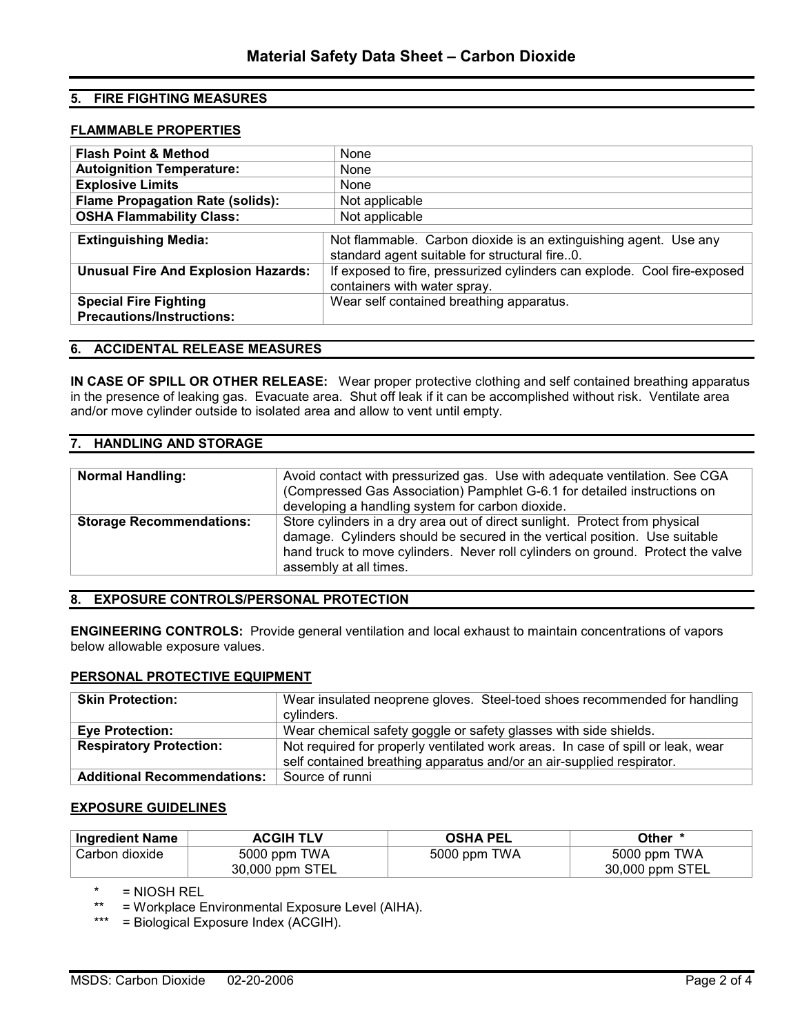# Material Safety Data Sheet – Carbon Dioxide

## 5. FIRE FIGHTING MEASURES

### FLAMMABLE PROPERTIES

| | |
|---|---|
| **Flash Point & Method** | None |
| **Autoignition Temperature:** | None |
| **Explosive Limits** | None |
| **Flame Propagation Rate (solids):** | Not applicable |
| **OSHA Flammability Class:** | Not applicable |

| | |
|---|---|
| **Extinguishing Media:** | Not flammable. Carbon dioxide is an extinguishing agent. Use any standard agent suitable for structural fire..0. |
| **Unusual Fire And Explosion Hazards:** | If exposed to fire, pressurized cylinders can explode. Cool fire-exposed containers with water spray. |
| **Special Fire Fighting Precautions/Instructions:** | Wear self contained breathing apparatus. |

## 6. ACCIDENTAL RELEASE MEASURES

**IN CASE OF SPILL OR OTHER RELEASE:** Wear proper protective clothing and self contained breathing apparatus in the presence of leaking gas. Evacuate area. Shut off leak if it can be accomplished without risk. Ventilate area and/or move cylinder outside to isolated area and allow to vent until empty.

## 7. HANDLING AND STORAGE

| | |
|---|---|
| **Normal Handling:** | Avoid contact with pressurized gas. Use with adequate ventilation. See CGA (Compressed Gas Association) Pamphlet G-6.1 for detailed instructions on developing a handling system for carbon dioxide. |
| **Storage Recommendations:** | Store cylinders in a dry area out of direct sunlight. Protect from physical damage. Cylinders should be secured in the vertical position. Use suitable hand truck to move cylinders. Never roll cylinders on ground. Protect the valve assembly at all times. |

## 8. EXPOSURE CONTROLS/PERSONAL PROTECTION

**ENGINEERING CONTROLS:** Provide general ventilation and local exhaust to maintain concentrations of vapors below allowable exposure values.

### PERSONAL PROTECTIVE EQUIPMENT

| | |
|---|---|
| **Skin Protection:** | Wear insulated neoprene gloves. Steel-toed shoes recommended for handling cylinders. |
| **Eye Protection:** | Wear chemical safety goggle or safety glasses with side shields. |
| **Respiratory Protection:** | Not required for properly ventilated work areas. In case of spill or leak, wear self contained breathing apparatus and/or an air-supplied respirator. |
| **Additional Recommendations:** | Source of runni |

### EXPOSURE GUIDELINES

| Ingredient Name | ACGIH TLV | OSHA PEL | Other * |
|---|---|---|---|
| Carbon dioxide | 5000 ppm TWA<br>30,000 ppm STEL | 5000 ppm TWA | 5000 ppm TWA<br>30,000 ppm STEL |

\* = NIOSH REL

\*\* = Workplace Environmental Exposure Level (AIHA).

\*\*\* = Biological Exposure Index (ACGIH).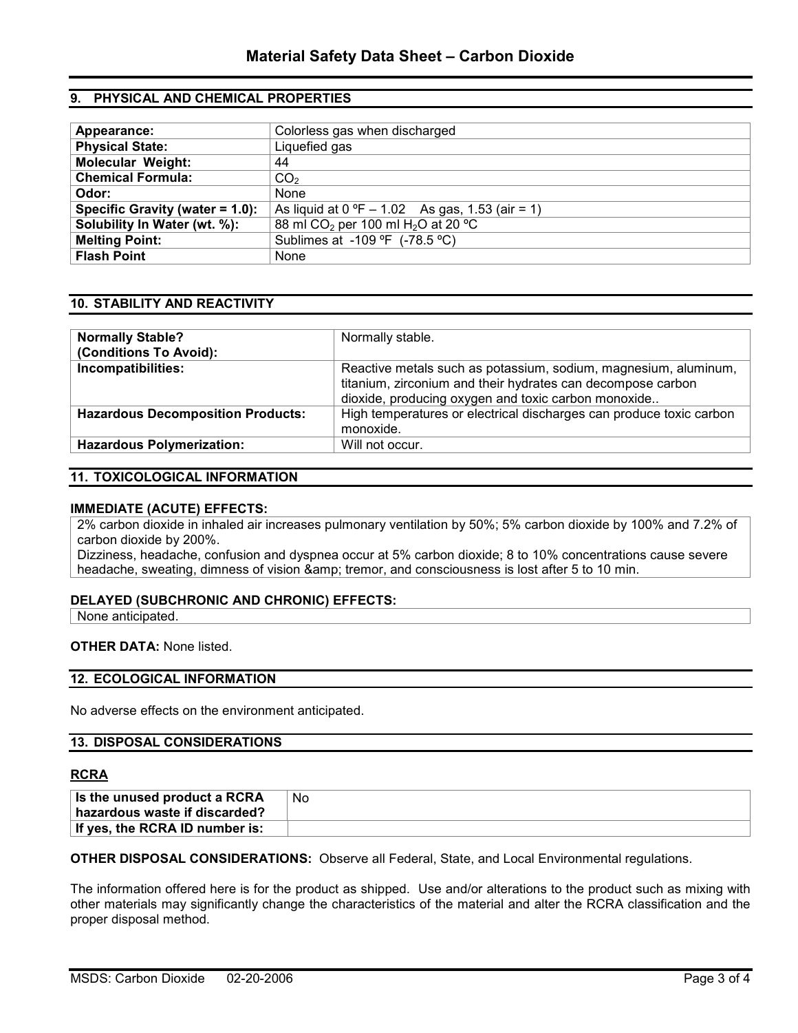## 9. PHYSICAL AND CHEMICAL PROPERTIES

| | |
|---|---|
| **Appearance:** | Colorless gas when discharged |
| **Physical State:** | Liquefied gas |
| **Molecular Weight:** | 44 |
| **Chemical Formula:** | $CO_2$ |
| **Odor:** | None |
| **Specific Gravity (water = 1.0):** | As liquid at 0 ºF – 1.02 As gas, 1.53 (air = 1) |
| **Solubility In Water (wt. %):** | 88 ml $CO_2$ per 100 ml $H_2O$ at 20 ºC |
| **Melting Point:** | Sublimes at -109 ºF (-78.5 ºC) |
| **Flash Point** | None |

## 10. STABILITY AND REACTIVITY

| | |
|---|---|
| **Normally Stable? (Conditions To Avoid):** | Normally stable. |
| **Incompatibilities:** | Reactive metals such as potassium, sodium, magnesium, aluminum, titanium, zirconium and their hydrates can decompose carbon dioxide, producing oxygen and toxic carbon monoxide.. |
| **Hazardous Decomposition Products:** | High temperatures or electrical discharges can produce toxic carbon monoxide. |
| **Hazardous Polymerization:** | Will not occur. |

## 11. TOXICOLOGICAL INFORMATION

**IMMEDIATE (ACUTE) EFFECTS:**

2% carbon dioxide in inhaled air increases pulmonary ventilation by 50%; 5% carbon dioxide by 100% and 7.2% of carbon dioxide by 200%.

Dizziness, headache, confusion and dyspnea occur at 5% carbon dioxide; 8 to 10% concentrations cause severe headache, sweating, dimness of vision &amp; tremor, and consciousness is lost after 5 to 10 min.

**DELAYED (SUBCHRONIC AND CHRONIC) EFFECTS:**

None anticipated.

**OTHER DATA:** None listed.

## 12. ECOLOGICAL INFORMATION

No adverse effects on the environment anticipated.

## 13. DISPOSAL CONSIDERATIONS

**RCRA**

| | |
|---|---|
| **Is the unused product a RCRA hazardous waste if discarded?** | No |
| **If yes, the RCRA ID number is:** | |

**OTHER DISPOSAL CONSIDERATIONS:** Observe all Federal, State, and Local Environmental regulations.

The information offered here is for the product as shipped. Use and/or alterations to the product such as mixing with other materials may significantly change the characteristics of the material and alter the RCRA classification and the proper disposal method.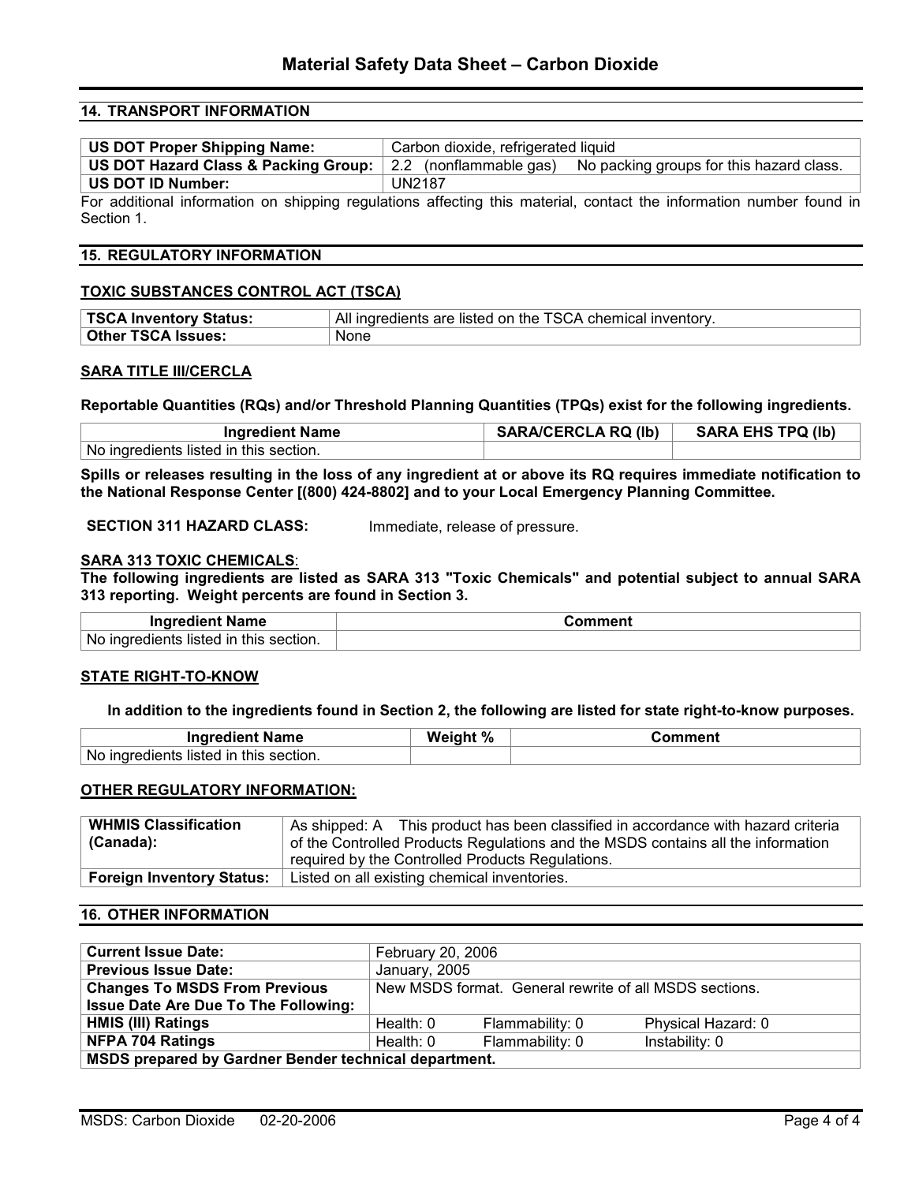## 14. TRANSPORT INFORMATION

| | |
|---|---|
| **US DOT Proper Shipping Name:** | Carbon dioxide, refrigerated liquid |
| **US DOT Hazard Class & Packing Group:** | 2.2 (nonflammable gas) No packing groups for this hazard class. |
| **US DOT ID Number:** | UN2187 |

For additional information on shipping regulations affecting this material, contact the information number found in Section 1.

## 15. REGULATORY INFORMATION

### TOXIC SUBSTANCES CONTROL ACT (TSCA)

| | |
|---|---|
| **TSCA Inventory Status:** | All ingredients are listed on the TSCA chemical inventory. |
| **Other TSCA Issues:** | None |

### SARA TITLE III/CERCLA

**Reportable Quantities (RQs) and/or Threshold Planning Quantities (TPQs) exist for the following ingredients.**

| Ingredient Name | SARA/CERCLA RQ (lb) | SARA EHS TPQ (lb) |
|---|---|---|
| No ingredients listed in this section. | | |

**Spills or releases resulting in the loss of any ingredient at or above its RQ requires immediate notification to the National Response Center [(800) 424-8802] and to your Local Emergency Planning Committee.**

**SECTION 311 HAZARD CLASS:** Immediate, release of pressure.

### SARA 313 TOXIC CHEMICALS:

**The following ingredients are listed as SARA 313 "Toxic Chemicals" and potential subject to annual SARA 313 reporting. Weight percents are found in Section 3.**

| Ingredient Name | Comment |
|---|---|
| No ingredients listed in this section. | |

### STATE RIGHT-TO-KNOW

**In addition to the ingredients found in Section 2, the following are listed for state right-to-know purposes.**

| Ingredient Name | Weight % | Comment |
|---|---|---|
| No ingredients listed in this section. | | |

### OTHER REGULATORY INFORMATION:

| | |
|---|---|
| **WHMIS Classification (Canada):** | As shipped: A This product has been classified in accordance with hazard criteria of the Controlled Products Regulations and the MSDS contains all the information required by the Controlled Products Regulations. |
| **Foreign Inventory Status:** | Listed on all existing chemical inventories. |

## 16. OTHER INFORMATION

| | | | |
|---|---|---|---|
| **Current Issue Date:** | February 20, 2006 | | |
| **Previous Issue Date:** | January, 2005 | | |
| **Changes To MSDS From Previous Issue Date Are Due To The Following:** | New MSDS format. General rewrite of all MSDS sections. | | |
| **HMIS (III) Ratings** | Health: 0 | Flammability: 0 | Physical Hazard: 0 |
| **NFPA 704 Ratings** | Health: 0 | Flammability: 0 | Instability: 0 |
| **MSDS prepared by Gardner Bender technical department.** | | | |